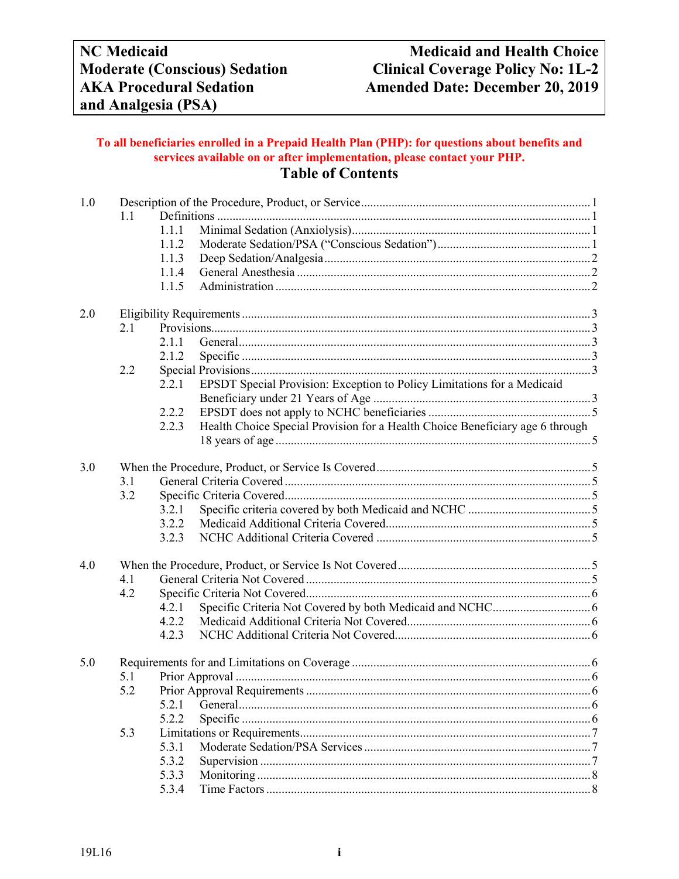| NC Medicaid | Medicaid and Health Choice |
|---|---|
| Moderate (Conscious) Sedation | Clinical Coverage Policy No: 1L-2 |
| AKA Procedural Sedation | Amended Date: December 20, 2019 |
| and Analgesia (PSA) | |

**To all beneficiaries enrolled in a Prepaid Health Plan (PHP): for questions about benefits and services available on or after implementation, please contact your PHP.**

# Table of Contents

1.0 Description of the Procedure, Product, or Service ... 1
- 1.1 Definitions ... 1
  - 1.1.1 Minimal Sedation (Anxiolysis) ... 1
  - 1.1.2 Moderate Sedation/PSA ("Conscious Sedation") ... 1
  - 1.1.3 Deep Sedation/Analgesia ... 2
  - 1.1.4 General Anesthesia ... 2
  - 1.1.5 Administration ... 2

2.0 Eligibility Requirements ... 3
- 2.1 Provisions ... 3
  - 2.1.1 General ... 3
  - 2.1.2 Specific ... 3
- 2.2 Special Provisions ... 3
  - 2.2.1 EPSDT Special Provision: Exception to Policy Limitations for a Medicaid Beneficiary under 21 Years of Age ... 3
  - 2.2.2 EPSDT does not apply to NCHC beneficiaries ... 5
  - 2.2.3 Health Choice Special Provision for a Health Choice Beneficiary age 6 through 18 years of age ... 5

3.0 When the Procedure, Product, or Service Is Covered ... 5
- 3.1 General Criteria Covered ... 5
- 3.2 Specific Criteria Covered ... 5
  - 3.2.1 Specific criteria covered by both Medicaid and NCHC ... 5
  - 3.2.2 Medicaid Additional Criteria Covered ... 5
  - 3.2.3 NCHC Additional Criteria Covered ... 5

4.0 When the Procedure, Product, or Service Is Not Covered ... 5
- 4.1 General Criteria Not Covered ... 5
- 4.2 Specific Criteria Not Covered ... 6
  - 4.2.1 Specific Criteria Not Covered by both Medicaid and NCHC ... 6
  - 4.2.2 Medicaid Additional Criteria Not Covered ... 6
  - 4.2.3 NCHC Additional Criteria Not Covered ... 6

5.0 Requirements for and Limitations on Coverage ... 6
- 5.1 Prior Approval ... 6
- 5.2 Prior Approval Requirements ... 6
  - 5.2.1 General ... 6
  - 5.2.2 Specific ... 6
- 5.3 Limitations or Requirements ... 7
  - 5.3.1 Moderate Sedation/PSA Services ... 7
  - 5.3.2 Supervision ... 7
  - 5.3.3 Monitoring ... 8
  - 5.3.4 Time Factors ... 8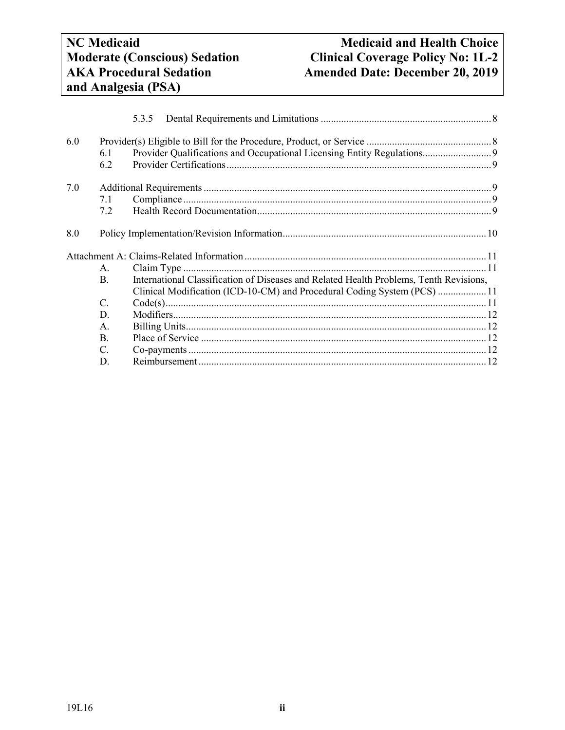5.3.5 Dental Requirements and Limitations .......... 8

6.0 Provider(s) Eligible to Bill for the Procedure, Product, or Service .......... 8
- 6.1 Provider Qualifications and Occupational Licensing Entity Regulations .......... 9
- 6.2 Provider Certifications .......... 9

7.0 Additional Requirements .......... 9
- 7.1 Compliance .......... 9
- 7.2 Health Record Documentation .......... 9

8.0 Policy Implementation/Revision Information .......... 10

Attachment A: Claims-Related Information .......... 11
- A. Claim Type .......... 11
- B. International Classification of Diseases and Related Health Problems, Tenth Revisions, Clinical Modification (ICD-10-CM) and Procedural Coding System (PCS) .......... 11
- C. Code(s) .......... 11
- D. Modifiers .......... 12
- A. Billing Units .......... 12
- B. Place of Service .......... 12
- C. Co-payments .......... 12
- D. Reimbursement .......... 12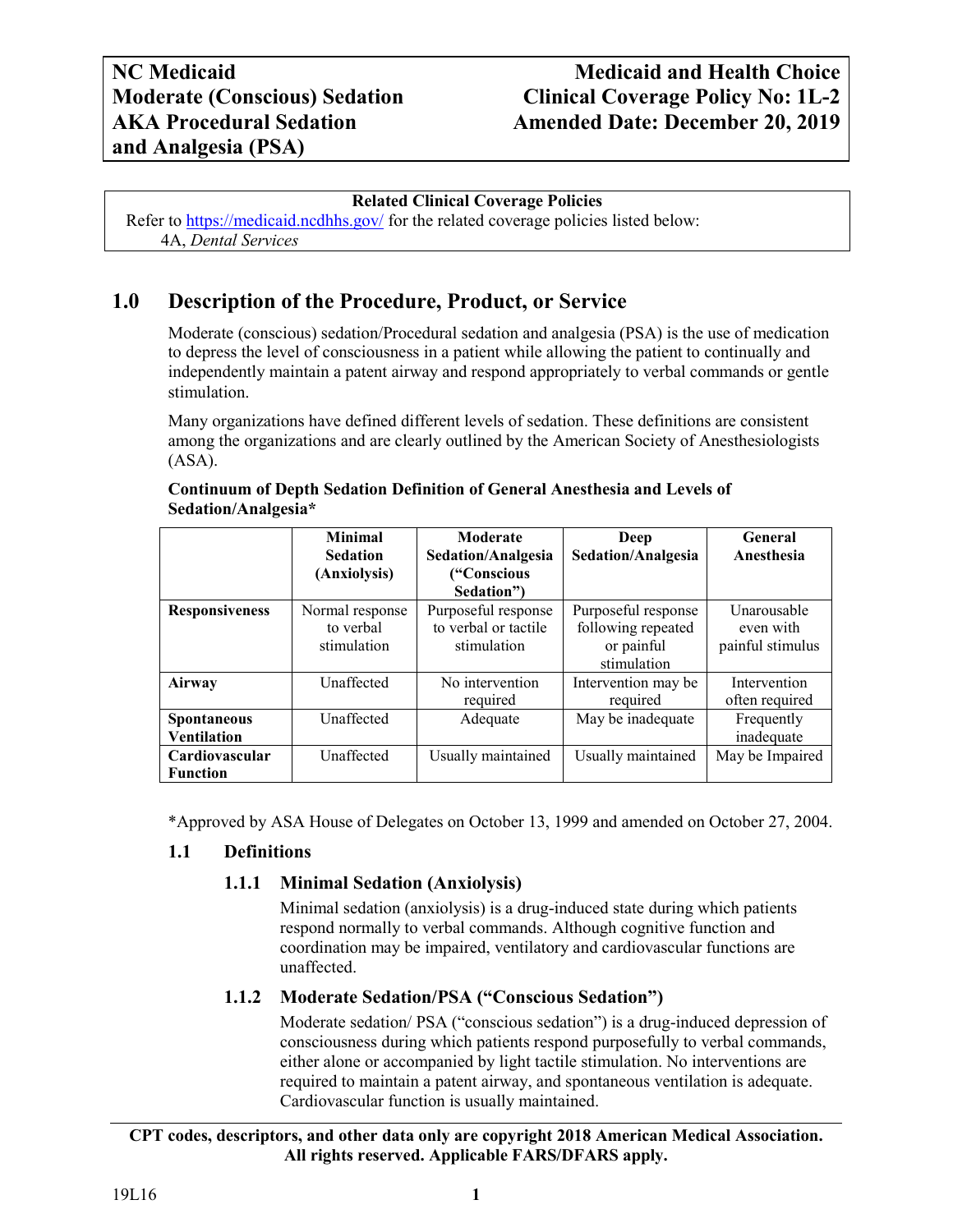| NC Medicaid | Medicaid and Health Choice |
|---|---|
| Moderate (Conscious) Sedation | Clinical Coverage Policy No: 1L-2 |
| AKA Procedural Sedation and Analgesia (PSA) | Amended Date: December 20, 2019 |

**Related Clinical Coverage Policies**

Refer to https://medicaid.ncdhhs.gov/ for the related coverage policies listed below:

4A, *Dental Services*

# 1.0 Description of the Procedure, Product, or Service

Moderate (conscious) sedation/Procedural sedation and analgesia (PSA) is the use of medication to depress the level of consciousness in a patient while allowing the patient to continually and independently maintain a patent airway and respond appropriately to verbal commands or gentle stimulation.

Many organizations have defined different levels of sedation. These definitions are consistent among the organizations and are clearly outlined by the American Society of Anesthesiologists (ASA).

**Continuum of Depth Sedation Definition of General Anesthesia and Levels of Sedation/Analgesia***

| | Minimal Sedation (Anxiolysis) | Moderate Sedation/Analgesia ("Conscious Sedation") | Deep Sedation/Analgesia | General Anesthesia |
|---|---|---|---|---|
| **Responsiveness** | Normal response to verbal stimulation | Purposeful response to verbal or tactile stimulation | Purposeful response following repeated or painful stimulation | Unarousable even with painful stimulus |
| **Airway** | Unaffected | No intervention required | Intervention may be required | Intervention often required |
| **Spontaneous Ventilation** | Unaffected | Adequate | May be inadequate | Frequently inadequate |
| **Cardiovascular Function** | Unaffected | Usually maintained | Usually maintained | May be Impaired |

*Approved by ASA House of Delegates on October 13, 1999 and amended on October 27, 2004.

## 1.1 Definitions

### 1.1.1 Minimal Sedation (Anxiolysis)

Minimal sedation (anxiolysis) is a drug-induced state during which patients respond normally to verbal commands. Although cognitive function and coordination may be impaired, ventilatory and cardiovascular functions are unaffected.

### 1.1.2 Moderate Sedation/PSA ("Conscious Sedation")

Moderate sedation/ PSA ("conscious sedation") is a drug-induced depression of consciousness during which patients respond purposefully to verbal commands, either alone or accompanied by light tactile stimulation. No interventions are required to maintain a patent airway, and spontaneous ventilation is adequate. Cardiovascular function is usually maintained.

**CPT codes, descriptors, and other data only are copyright 2018 American Medical Association. All rights reserved. Applicable FARS/DFARS apply.**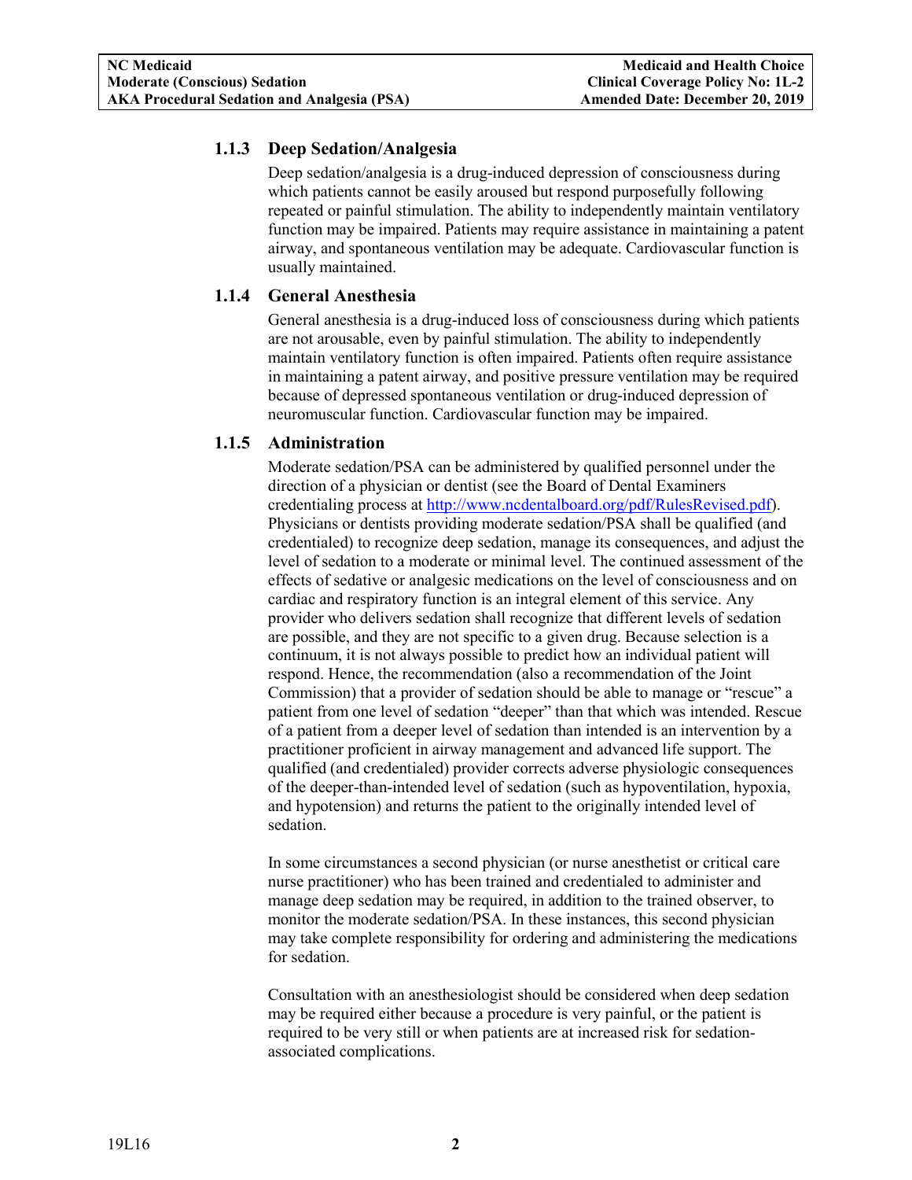### 1.1.3 Deep Sedation/Analgesia

Deep sedation/analgesia is a drug-induced depression of consciousness during which patients cannot be easily aroused but respond purposefully following repeated or painful stimulation. The ability to independently maintain ventilatory function may be impaired. Patients may require assistance in maintaining a patent airway, and spontaneous ventilation may be adequate. Cardiovascular function is usually maintained.

### 1.1.4 General Anesthesia

General anesthesia is a drug-induced loss of consciousness during which patients are not arousable, even by painful stimulation. The ability to independently maintain ventilatory function is often impaired. Patients often require assistance in maintaining a patent airway, and positive pressure ventilation may be required because of depressed spontaneous ventilation or drug-induced depression of neuromuscular function. Cardiovascular function may be impaired.

### 1.1.5 Administration

Moderate sedation/PSA can be administered by qualified personnel under the direction of a physician or dentist (see the Board of Dental Examiners credentialing process at [http://www.ncdentalboard.org/pdf/RulesRevised.pdf](http://www.ncdentalboard.org/pdf/RulesRevised.pdf)). Physicians or dentists providing moderate sedation/PSA shall be qualified (and credentialed) to recognize deep sedation, manage its consequences, and adjust the level of sedation to a moderate or minimal level. The continued assessment of the effects of sedative or analgesic medications on the level of consciousness and on cardiac and respiratory function is an integral element of this service. Any provider who delivers sedation shall recognize that different levels of sedation are possible, and they are not specific to a given drug. Because selection is a continuum, it is not always possible to predict how an individual patient will respond. Hence, the recommendation (also a recommendation of the Joint Commission) that a provider of sedation should be able to manage or "rescue" a patient from one level of sedation "deeper" than that which was intended. Rescue of a patient from a deeper level of sedation than intended is an intervention by a practitioner proficient in airway management and advanced life support. The qualified (and credentialed) provider corrects adverse physiologic consequences of the deeper-than-intended level of sedation (such as hypoventilation, hypoxia, and hypotension) and returns the patient to the originally intended level of sedation.

In some circumstances a second physician (or nurse anesthetist or critical care nurse practitioner) who has been trained and credentialed to administer and manage deep sedation may be required, in addition to the trained observer, to monitor the moderate sedation/PSA. In these instances, this second physician may take complete responsibility for ordering and administering the medications for sedation.

Consultation with an anesthesiologist should be considered when deep sedation may be required either because a procedure is very painful, or the patient is required to be very still or when patients are at increased risk for sedation-associated complications.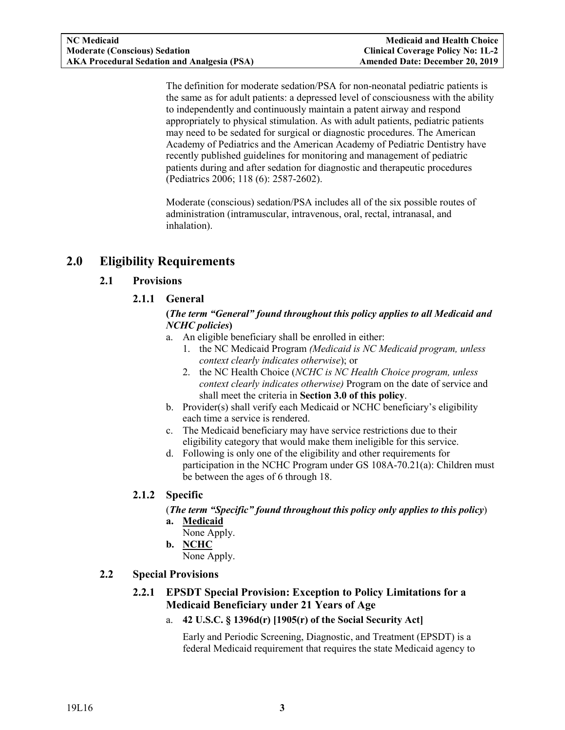The definition for moderate sedation/PSA for non-neonatal pediatric patients is the same as for adult patients: a depressed level of consciousness with the ability to independently and continuously maintain a patent airway and respond appropriately to physical stimulation. As with adult patients, pediatric patients may need to be sedated for surgical or diagnostic procedures. The American Academy of Pediatrics and the American Academy of Pediatric Dentistry have recently published guidelines for monitoring and management of pediatric patients during and after sedation for diagnostic and therapeutic procedures (Pediatrics 2006; 118 (6): 2587-2602).

Moderate (conscious) sedation/PSA includes all of the six possible routes of administration (intramuscular, intravenous, oral, rectal, intranasal, and inhalation).

# 2.0 Eligibility Requirements

## 2.1 Provisions

### 2.1.1 General

**(*The term "General" found throughout this policy applies to all Medicaid and NCHC policies*)**

a. An eligible beneficiary shall be enrolled in either:
   1. the NC Medicaid Program *(Medicaid is NC Medicaid program, unless context clearly indicates otherwise*); or
   2. the NC Health Choice (*NCHC is NC Health Choice program, unless context clearly indicates otherwise)* Program on the date of service and shall meet the criteria in **Section 3.0 of this policy**.
b. Provider(s) shall verify each Medicaid or NCHC beneficiary's eligibility each time a service is rendered.
c. The Medicaid beneficiary may have service restrictions due to their eligibility category that would make them ineligible for this service.
d. Following is only one of the eligibility and other requirements for participation in the NCHC Program under GS 108A-70.21(a): Children must be between the ages of 6 through 18.

### 2.1.2 Specific

(***The term "Specific" found throughout this policy only applies to this policy***)

**a. Medicaid**
None Apply.

**b. NCHC**
None Apply.

## 2.2 Special Provisions

### 2.2.1 EPSDT Special Provision: Exception to Policy Limitations for a Medicaid Beneficiary under 21 Years of Age

a. **42 U.S.C. § 1396d(r) [1905(r) of the Social Security Act]**

Early and Periodic Screening, Diagnostic, and Treatment (EPSDT) is a federal Medicaid requirement that requires the state Medicaid agency to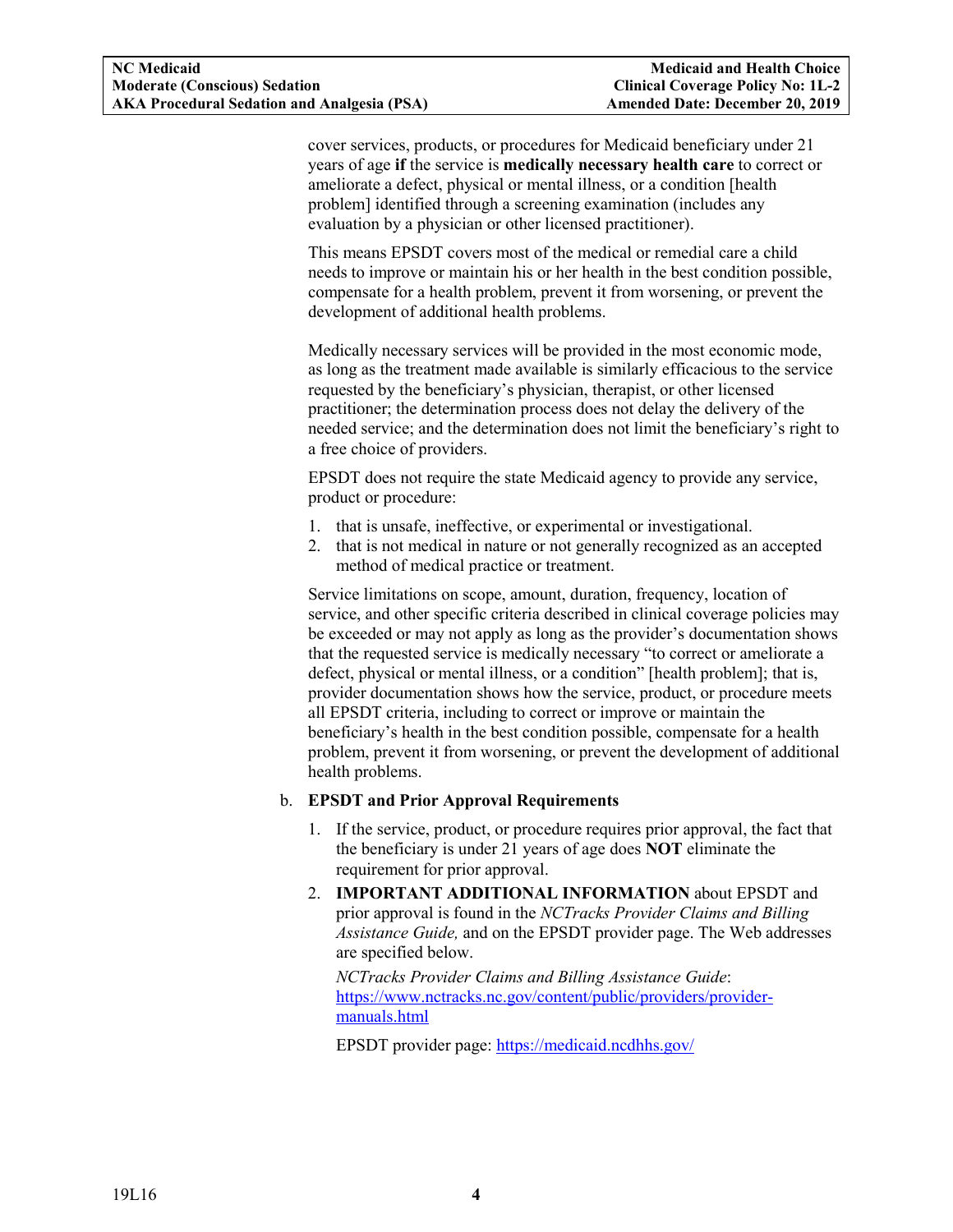cover services, products, or procedures for Medicaid beneficiary under 21 years of age **if** the service is **medically necessary health care** to correct or ameliorate a defect, physical or mental illness, or a condition [health problem] identified through a screening examination (includes any evaluation by a physician or other licensed practitioner).

This means EPSDT covers most of the medical or remedial care a child needs to improve or maintain his or her health in the best condition possible, compensate for a health problem, prevent it from worsening, or prevent the development of additional health problems.

Medically necessary services will be provided in the most economic mode, as long as the treatment made available is similarly efficacious to the service requested by the beneficiary's physician, therapist, or other licensed practitioner; the determination process does not delay the delivery of the needed service; and the determination does not limit the beneficiary's right to a free choice of providers.

EPSDT does not require the state Medicaid agency to provide any service, product or procedure:

1. that is unsafe, ineffective, or experimental or investigational.
2. that is not medical in nature or not generally recognized as an accepted method of medical practice or treatment.

Service limitations on scope, amount, duration, frequency, location of service, and other specific criteria described in clinical coverage policies may be exceeded or may not apply as long as the provider's documentation shows that the requested service is medically necessary "to correct or ameliorate a defect, physical or mental illness, or a condition" [health problem]; that is, provider documentation shows how the service, product, or procedure meets all EPSDT criteria, including to correct or improve or maintain the beneficiary's health in the best condition possible, compensate for a health problem, prevent it from worsening, or prevent the development of additional health problems.

b. **EPSDT and Prior Approval Requirements**

1. If the service, product, or procedure requires prior approval, the fact that the beneficiary is under 21 years of age does **NOT** eliminate the requirement for prior approval.
2. **IMPORTANT ADDITIONAL INFORMATION** about EPSDT and prior approval is found in the *NCTracks Provider Claims and Billing Assistance Guide,* and on the EPSDT provider page. The Web addresses are specified below.

   *NCTracks Provider Claims and Billing Assistance Guide*: https://www.nctracks.nc.gov/content/public/providers/provider-manuals.html

   EPSDT provider page: https://medicaid.ncdhhs.gov/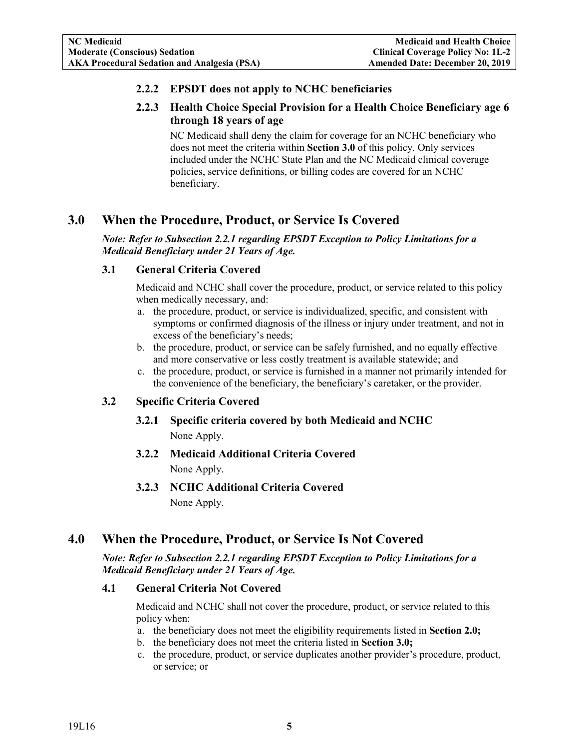#### 2.2.2 EPSDT does not apply to NCHC beneficiaries

#### 2.2.3 Health Choice Special Provision for a Health Choice Beneficiary age 6 through 18 years of age

NC Medicaid shall deny the claim for coverage for an NCHC beneficiary who does not meet the criteria within **Section 3.0** of this policy. Only services included under the NCHC State Plan and the NC Medicaid clinical coverage policies, service definitions, or billing codes are covered for an NCHC beneficiary.

## 3.0 When the Procedure, Product, or Service Is Covered

***Note: Refer to Subsection 2.2.1 regarding EPSDT Exception to Policy Limitations for a Medicaid Beneficiary under 21 Years of Age.***

### 3.1 General Criteria Covered

Medicaid and NCHC shall cover the procedure, product, or service related to this policy when medically necessary, and:

a. the procedure, product, or service is individualized, specific, and consistent with symptoms or confirmed diagnosis of the illness or injury under treatment, and not in excess of the beneficiary's needs;
b. the procedure, product, or service can be safely furnished, and no equally effective and more conservative or less costly treatment is available statewide; and
c. the procedure, product, or service is furnished in a manner not primarily intended for the convenience of the beneficiary, the beneficiary's caretaker, or the provider.

### 3.2 Specific Criteria Covered

#### 3.2.1 Specific criteria covered by both Medicaid and NCHC

None Apply.

#### 3.2.2 Medicaid Additional Criteria Covered

None Apply.

#### 3.2.3 NCHC Additional Criteria Covered

None Apply.

## 4.0 When the Procedure, Product, or Service Is Not Covered

***Note: Refer to Subsection 2.2.1 regarding EPSDT Exception to Policy Limitations for a Medicaid Beneficiary under 21 Years of Age.***

### 4.1 General Criteria Not Covered

Medicaid and NCHC shall not cover the procedure, product, or service related to this policy when:

a. the beneficiary does not meet the eligibility requirements listed in **Section 2.0;**
b. the beneficiary does not meet the criteria listed in **Section 3.0;**
c. the procedure, product, or service duplicates another provider's procedure, product, or service; or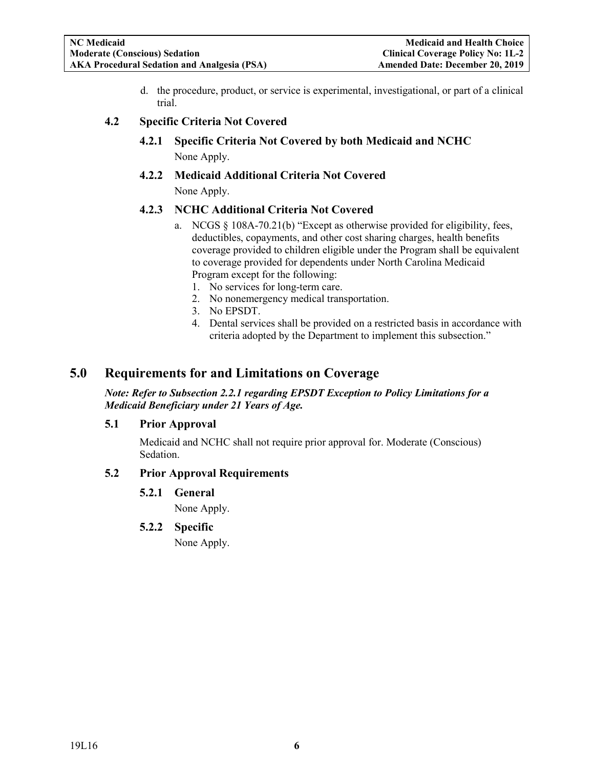d. the procedure, product, or service is experimental, investigational, or part of a clinical trial.

### 4.2 Specific Criteria Not Covered

#### 4.2.1 Specific Criteria Not Covered by both Medicaid and NCHC

None Apply.

#### 4.2.2 Medicaid Additional Criteria Not Covered

None Apply.

#### 4.2.3 NCHC Additional Criteria Not Covered

a. NCGS § 108A-70.21(b) "Except as otherwise provided for eligibility, fees, deductibles, copayments, and other cost sharing charges, health benefits coverage provided to children eligible under the Program shall be equivalent to coverage provided for dependents under North Carolina Medicaid Program except for the following:
   1. No services for long-term care.
   2. No nonemergency medical transportation.
   3. No EPSDT.
   4. Dental services shall be provided on a restricted basis in accordance with criteria adopted by the Department to implement this subsection."

## 5.0 Requirements for and Limitations on Coverage

***Note: Refer to Subsection 2.2.1 regarding EPSDT Exception to Policy Limitations for a Medicaid Beneficiary under 21 Years of Age.***

### 5.1 Prior Approval

Medicaid and NCHC shall not require prior approval for. Moderate (Conscious) Sedation.

### 5.2 Prior Approval Requirements

#### 5.2.1 General

None Apply.

#### 5.2.2 Specific

None Apply.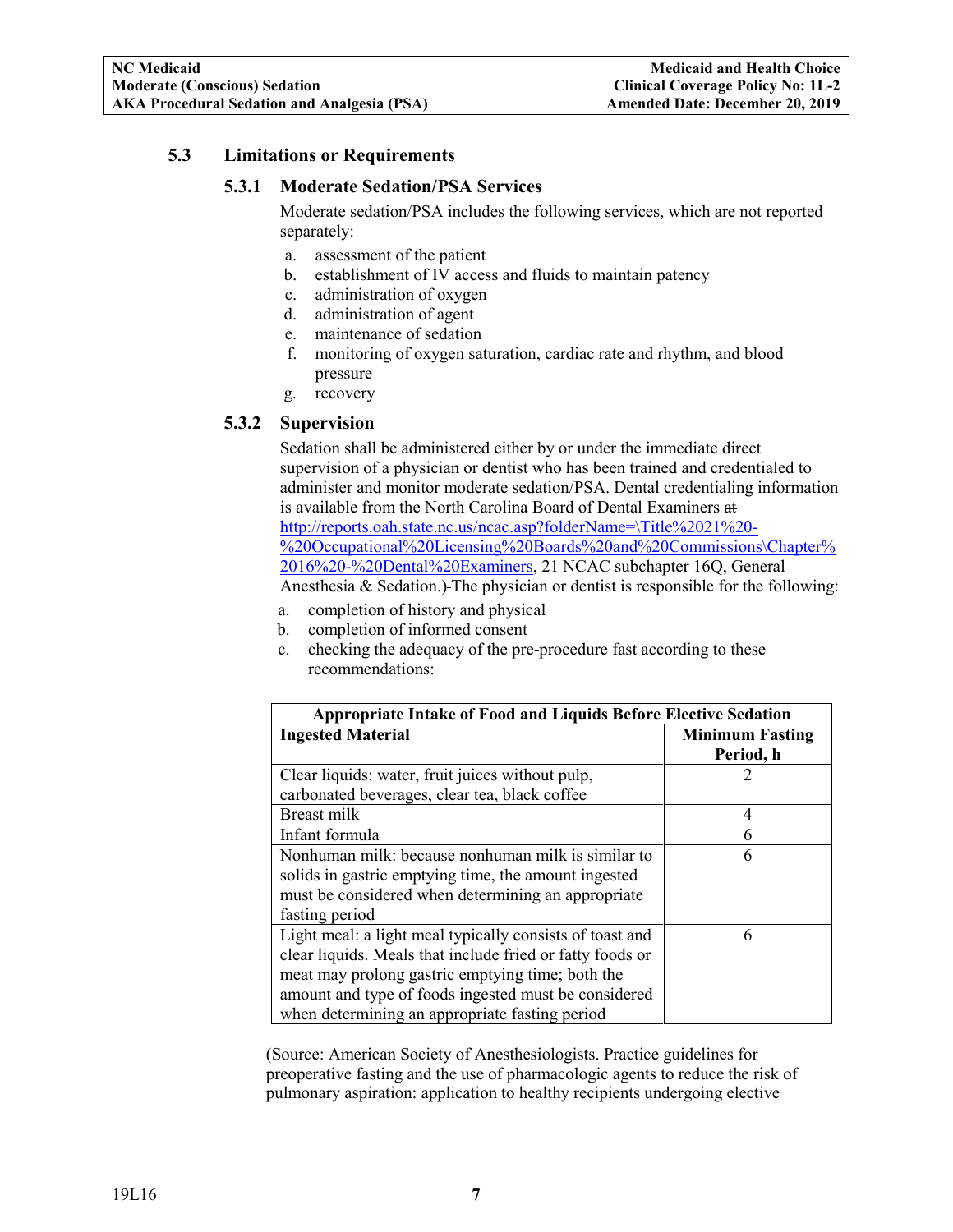## 5.3 Limitations or Requirements

### 5.3.1 Moderate Sedation/PSA Services

Moderate sedation/PSA includes the following services, which are not reported separately:

a. assessment of the patient
b. establishment of IV access and fluids to maintain patency
c. administration of oxygen
d. administration of agent
e. maintenance of sedation
f. monitoring of oxygen saturation, cardiac rate and rhythm, and blood pressure
g. recovery

### 5.3.2 Supervision

Sedation shall be administered either by or under the immediate direct supervision of a physician or dentist who has been trained and credentialed to administer and monitor moderate sedation/PSA. Dental credentialing information is available from the North Carolina Board of Dental Examiners at http://reports.oah.state.nc.us/ncac.asp?folderName=\Title%2021%20-%20Occupational%20Licensing%20Boards%20and%20Commissions\Chapter%2016%20-%20Dental%20Examiners, 21 NCAC subchapter 16Q, General Anesthesia & Sedation.) The physician or dentist is responsible for the following:

a. completion of history and physical
b. completion of informed consent
c. checking the adequacy of the pre-procedure fast according to these recommendations:

| Appropriate Intake of Food and Liquids Before Elective Sedation | |
|---|---|
| **Ingested Material** | **Minimum Fasting Period, h** |
| Clear liquids: water, fruit juices without pulp, carbonated beverages, clear tea, black coffee | 2 |
| Breast milk | 4 |
| Infant formula | 6 |
| Nonhuman milk: because nonhuman milk is similar to solids in gastric emptying time, the amount ingested must be considered when determining an appropriate fasting period | 6 |
| Light meal: a light meal typically consists of toast and clear liquids. Meals that include fried or fatty foods or meat may prolong gastric emptying time; both the amount and type of foods ingested must be considered when determining an appropriate fasting period | 6 |

(Source: American Society of Anesthesiologists. Practice guidelines for preoperative fasting and the use of pharmacologic agents to reduce the risk of pulmonary aspiration: application to healthy recipients undergoing elective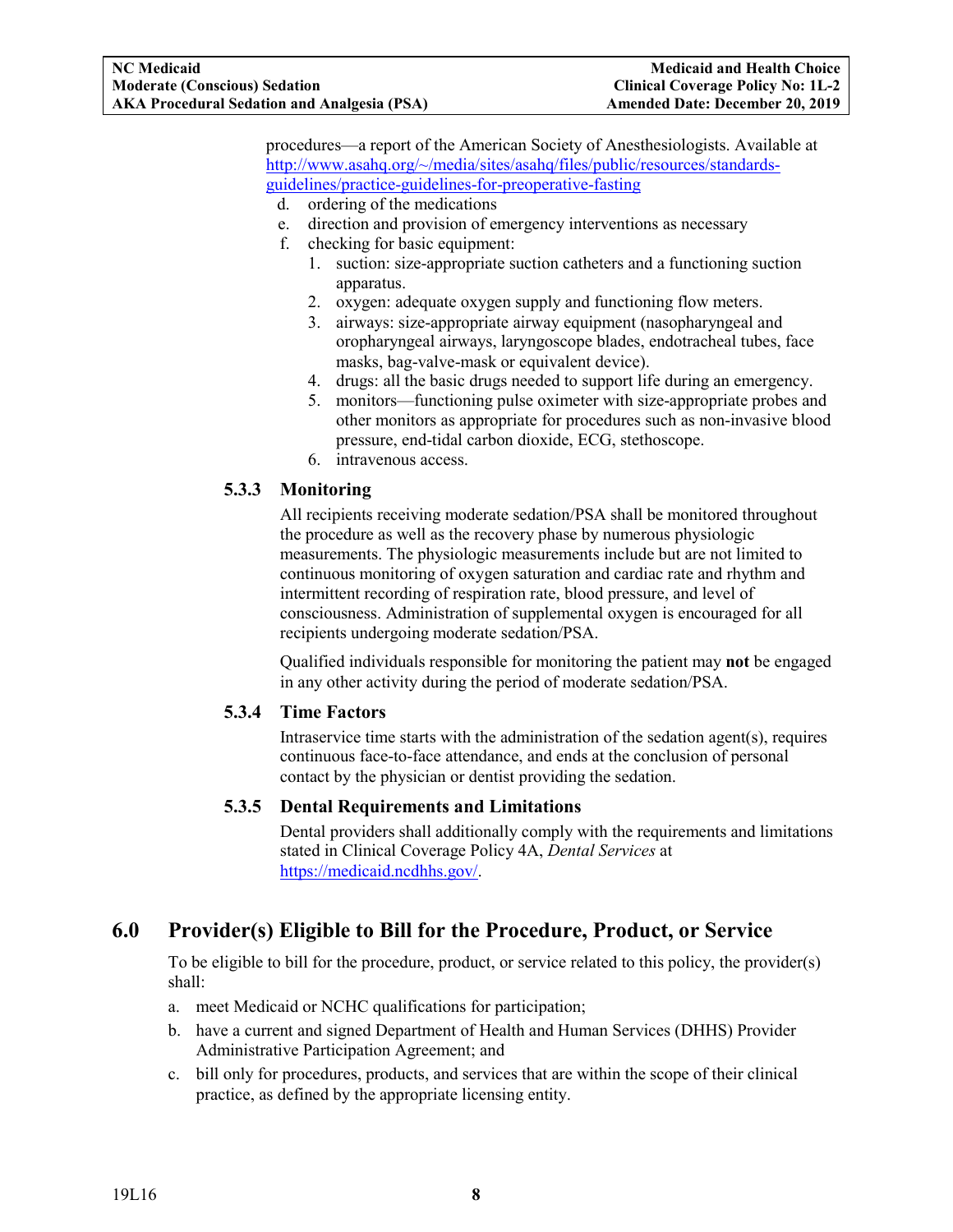procedures—a report of the American Society of Anesthesiologists. Available at [http://www.asahq.org/~/media/sites/asahq/files/public/resources/standards-guidelines/practice-guidelines-for-preoperative-fasting](http://www.asahq.org/~/media/sites/asahq/files/public/resources/standards-guidelines/practice-guidelines-for-preoperative-fasting)

d. ordering of the medications
e. direction and provision of emergency interventions as necessary
f. checking for basic equipment:
   1. suction: size-appropriate suction catheters and a functioning suction apparatus.
   2. oxygen: adequate oxygen supply and functioning flow meters.
   3. airways: size-appropriate airway equipment (nasopharyngeal and oropharyngeal airways, laryngoscope blades, endotracheal tubes, face masks, bag-valve-mask or equivalent device).
   4. drugs: all the basic drugs needed to support life during an emergency.
   5. monitors—functioning pulse oximeter with size-appropriate probes and other monitors as appropriate for procedures such as non-invasive blood pressure, end-tidal carbon dioxide, ECG, stethoscope.
   6. intravenous access.

### 5.3.3 Monitoring

All recipients receiving moderate sedation/PSA shall be monitored throughout the procedure as well as the recovery phase by numerous physiologic measurements. The physiologic measurements include but are not limited to continuous monitoring of oxygen saturation and cardiac rate and rhythm and intermittent recording of respiration rate, blood pressure, and level of consciousness. Administration of supplemental oxygen is encouraged for all recipients undergoing moderate sedation/PSA.

Qualified individuals responsible for monitoring the patient may **not** be engaged in any other activity during the period of moderate sedation/PSA.

### 5.3.4 Time Factors

Intraservice time starts with the administration of the sedation agent(s), requires continuous face-to-face attendance, and ends at the conclusion of personal contact by the physician or dentist providing the sedation.

### 5.3.5 Dental Requirements and Limitations

Dental providers shall additionally comply with the requirements and limitations stated in Clinical Coverage Policy 4A, *Dental Services* at [https://medicaid.ncdhhs.gov/](https://medicaid.ncdhhs.gov/).

## 6.0 Provider(s) Eligible to Bill for the Procedure, Product, or Service

To be eligible to bill for the procedure, product, or service related to this policy, the provider(s) shall:

a. meet Medicaid or NCHC qualifications for participation;
b. have a current and signed Department of Health and Human Services (DHHS) Provider Administrative Participation Agreement; and
c. bill only for procedures, products, and services that are within the scope of their clinical practice, as defined by the appropriate licensing entity.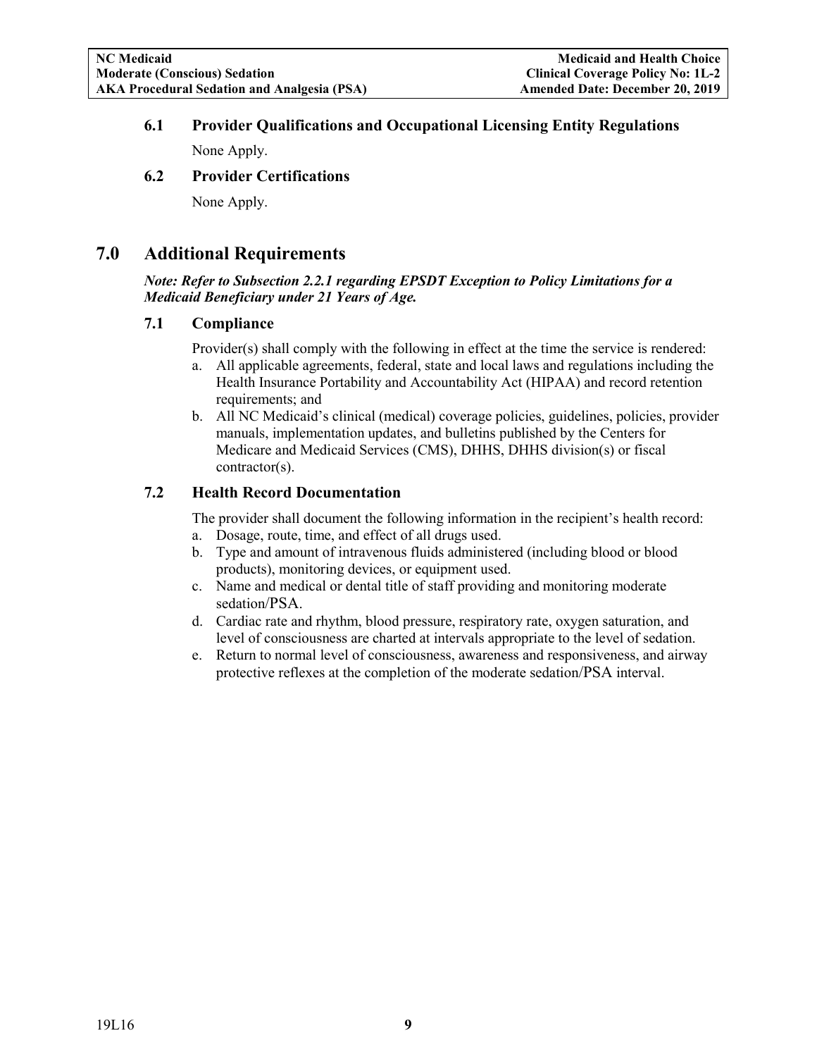### 6.1 Provider Qualifications and Occupational Licensing Entity Regulations

None Apply.

### 6.2 Provider Certifications

None Apply.

## 7.0 Additional Requirements

***Note: Refer to Subsection 2.2.1 regarding EPSDT Exception to Policy Limitations for a Medicaid Beneficiary under 21 Years of Age.***

### 7.1 Compliance

Provider(s) shall comply with the following in effect at the time the service is rendered:

a. All applicable agreements, federal, state and local laws and regulations including the Health Insurance Portability and Accountability Act (HIPAA) and record retention requirements; and
b. All NC Medicaid's clinical (medical) coverage policies, guidelines, policies, provider manuals, implementation updates, and bulletins published by the Centers for Medicare and Medicaid Services (CMS), DHHS, DHHS division(s) or fiscal contractor(s).

### 7.2 Health Record Documentation

The provider shall document the following information in the recipient's health record:

a. Dosage, route, time, and effect of all drugs used.
b. Type and amount of intravenous fluids administered (including blood or blood products), monitoring devices, or equipment used.
c. Name and medical or dental title of staff providing and monitoring moderate sedation/PSA.
d. Cardiac rate and rhythm, blood pressure, respiratory rate, oxygen saturation, and level of consciousness are charted at intervals appropriate to the level of sedation.
e. Return to normal level of consciousness, awareness and responsiveness, and airway protective reflexes at the completion of the moderate sedation/PSA interval.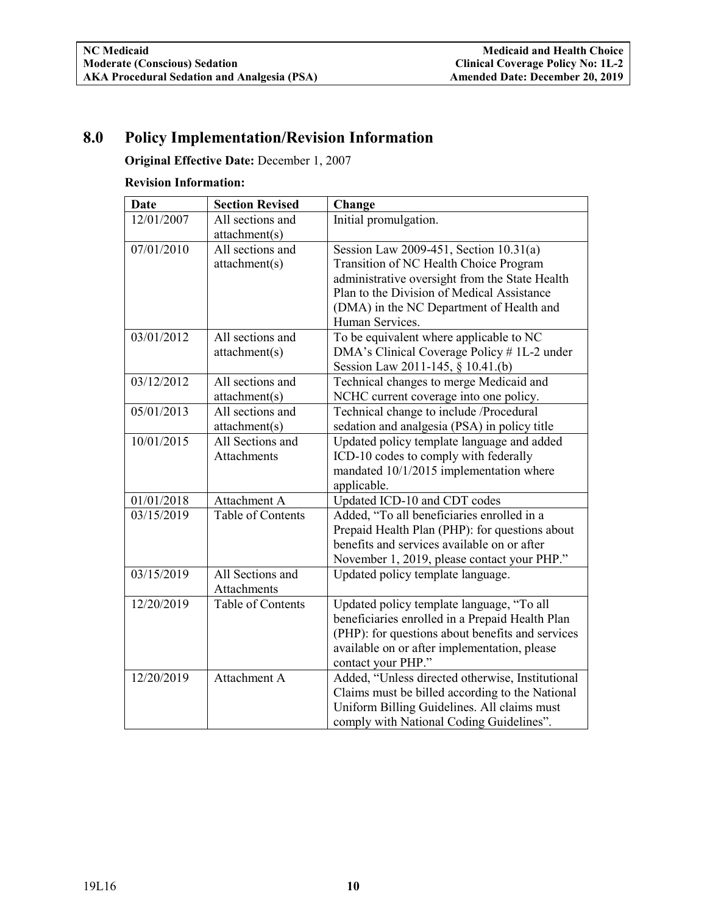## 8.0 Policy Implementation/Revision Information

**Original Effective Date:** December 1, 2007

**Revision Information:**

| Date | Section Revised | Change |
|---|---|---|
| 12/01/2007 | All sections and attachment(s) | Initial promulgation. |
| 07/01/2010 | All sections and attachment(s) | Session Law 2009-451, Section 10.31(a) Transition of NC Health Choice Program administrative oversight from the State Health Plan to the Division of Medical Assistance (DMA) in the NC Department of Health and Human Services. |
| 03/01/2012 | All sections and attachment(s) | To be equivalent where applicable to NC DMA's Clinical Coverage Policy # 1L-2 under Session Law 2011-145, § 10.41.(b) |
| 03/12/2012 | All sections and attachment(s) | Technical changes to merge Medicaid and NCHC current coverage into one policy. |
| 05/01/2013 | All sections and attachment(s) | Technical change to include /Procedural sedation and analgesia (PSA) in policy title |
| 10/01/2015 | All Sections and Attachments | Updated policy template language and added ICD-10 codes to comply with federally mandated 10/1/2015 implementation where applicable. |
| 01/01/2018 | Attachment A | Updated ICD-10 and CDT codes |
| 03/15/2019 | Table of Contents | Added, "To all beneficiaries enrolled in a Prepaid Health Plan (PHP): for questions about benefits and services available on or after November 1, 2019, please contact your PHP." |
| 03/15/2019 | All Sections and Attachments | Updated policy template language. |
| 12/20/2019 | Table of Contents | Updated policy template language, "To all beneficiaries enrolled in a Prepaid Health Plan (PHP): for questions about benefits and services available on or after implementation, please contact your PHP." |
| 12/20/2019 | Attachment A | Added, "Unless directed otherwise, Institutional Claims must be billed according to the National Uniform Billing Guidelines. All claims must comply with National Coding Guidelines". |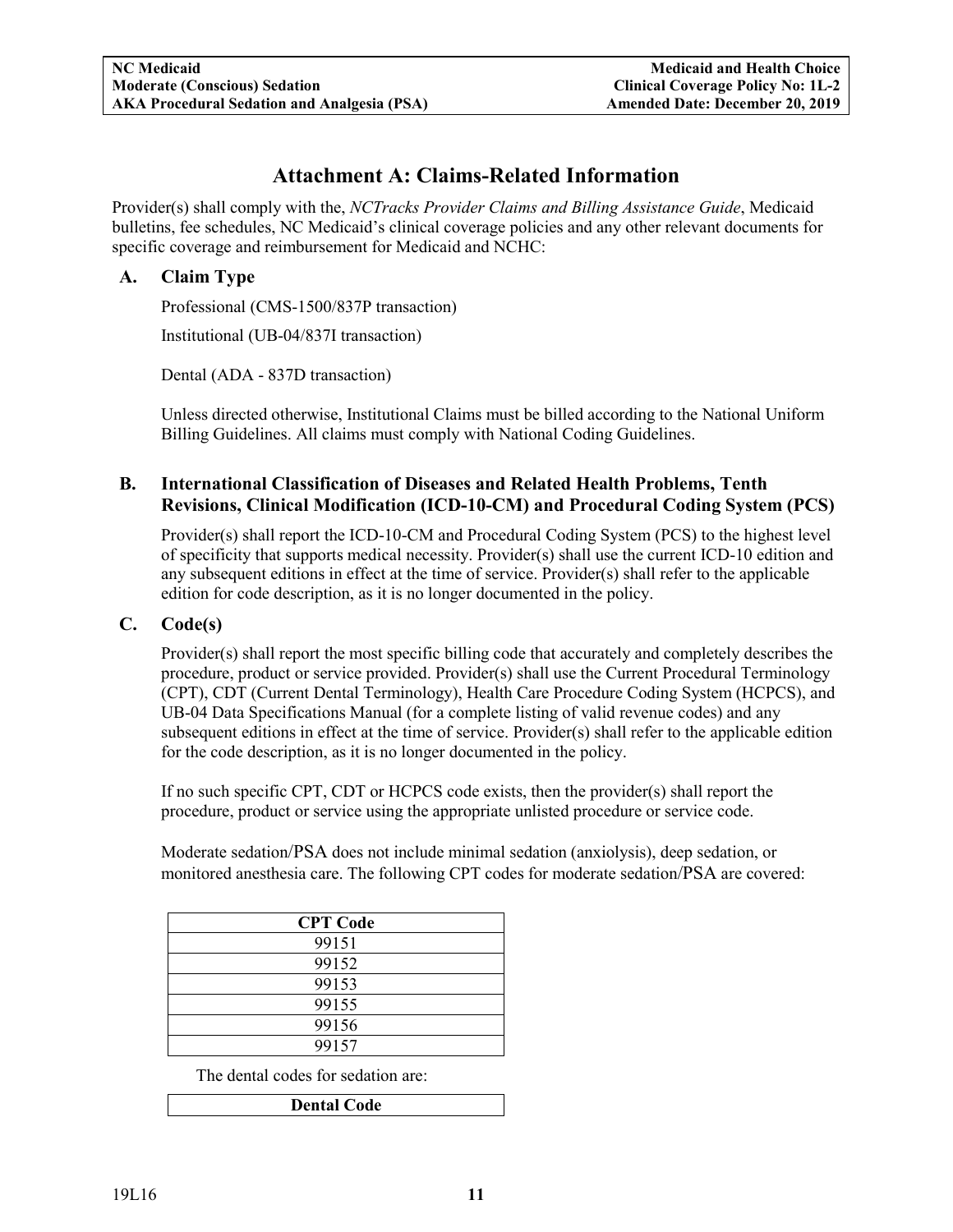# Attachment A: Claims-Related Information

Provider(s) shall comply with the, *NCTracks Provider Claims and Billing Assistance Guide*, Medicaid bulletins, fee schedules, NC Medicaid's clinical coverage policies and any other relevant documents for specific coverage and reimbursement for Medicaid and NCHC:

## A. Claim Type

Professional (CMS-1500/837P transaction)

Institutional (UB-04/837I transaction)

Dental (ADA - 837D transaction)

Unless directed otherwise, Institutional Claims must be billed according to the National Uniform Billing Guidelines. All claims must comply with National Coding Guidelines.

## B. International Classification of Diseases and Related Health Problems, Tenth Revisions, Clinical Modification (ICD-10-CM) and Procedural Coding System (PCS)

Provider(s) shall report the ICD-10-CM and Procedural Coding System (PCS) to the highest level of specificity that supports medical necessity. Provider(s) shall use the current ICD-10 edition and any subsequent editions in effect at the time of service. Provider(s) shall refer to the applicable edition for code description, as it is no longer documented in the policy.

## C. Code(s)

Provider(s) shall report the most specific billing code that accurately and completely describes the procedure, product or service provided. Provider(s) shall use the Current Procedural Terminology (CPT), CDT (Current Dental Terminology), Health Care Procedure Coding System (HCPCS), and UB-04 Data Specifications Manual (for a complete listing of valid revenue codes) and any subsequent editions in effect at the time of service. Provider(s) shall refer to the applicable edition for the code description, as it is no longer documented in the policy.

If no such specific CPT, CDT or HCPCS code exists, then the provider(s) shall report the procedure, product or service using the appropriate unlisted procedure or service code.

Moderate sedation/PSA does not include minimal sedation (anxiolysis), deep sedation, or monitored anesthesia care. The following CPT codes for moderate sedation/PSA are covered:

| CPT Code |
|---|
| 99151 |
| 99152 |
| 99153 |
| 99155 |
| 99156 |
| 99157 |

The dental codes for sedation are:

| Dental Code |
|---|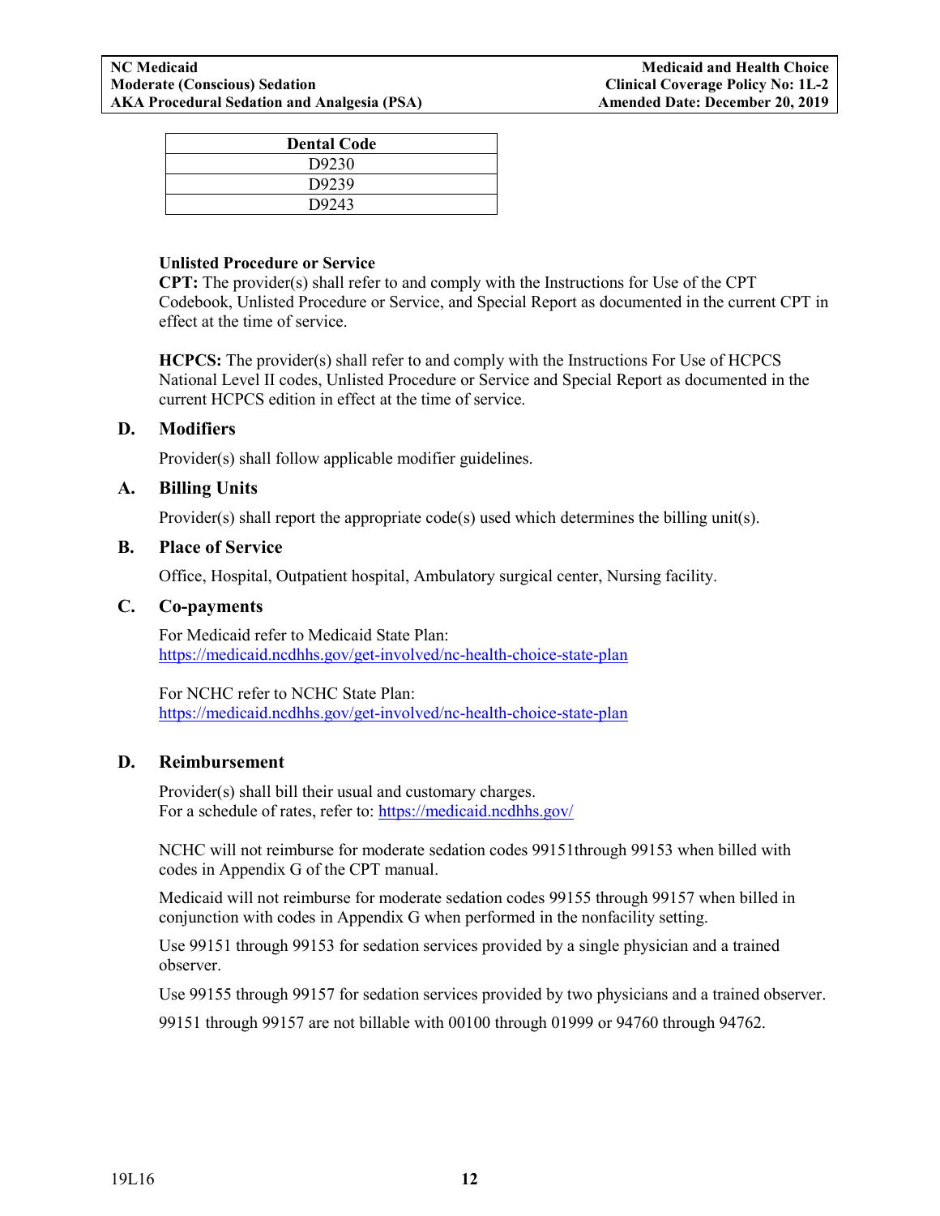| Dental Code |
|---|
| D9230 |
| D9239 |
| D9243 |

**Unlisted Procedure or Service**

**CPT:** The provider(s) shall refer to and comply with the Instructions for Use of the CPT Codebook, Unlisted Procedure or Service, and Special Report as documented in the current CPT in effect at the time of service.

**HCPCS:** The provider(s) shall refer to and comply with the Instructions For Use of HCPCS National Level II codes, Unlisted Procedure or Service and Special Report as documented in the current HCPCS edition in effect at the time of service.

### D. Modifiers

Provider(s) shall follow applicable modifier guidelines.

### A. Billing Units

Provider(s) shall report the appropriate code(s) used which determines the billing unit(s).

### B. Place of Service

Office, Hospital, Outpatient hospital, Ambulatory surgical center, Nursing facility.

### C. Co-payments

For Medicaid refer to Medicaid State Plan:
https://medicaid.ncdhhs.gov/get-involved/nc-health-choice-state-plan

For NCHC refer to NCHC State Plan:
https://medicaid.ncdhhs.gov/get-involved/nc-health-choice-state-plan

### D. Reimbursement

Provider(s) shall bill their usual and customary charges.
For a schedule of rates, refer to: https://medicaid.ncdhhs.gov/

NCHC will not reimburse for moderate sedation codes 99151through 99153 when billed with codes in Appendix G of the CPT manual.

Medicaid will not reimburse for moderate sedation codes 99155 through 99157 when billed in conjunction with codes in Appendix G when performed in the nonfacility setting.

Use 99151 through 99153 for sedation services provided by a single physician and a trained observer.

Use 99155 through 99157 for sedation services provided by two physicians and a trained observer.

99151 through 99157 are not billable with 00100 through 01999 or 94760 through 94762.